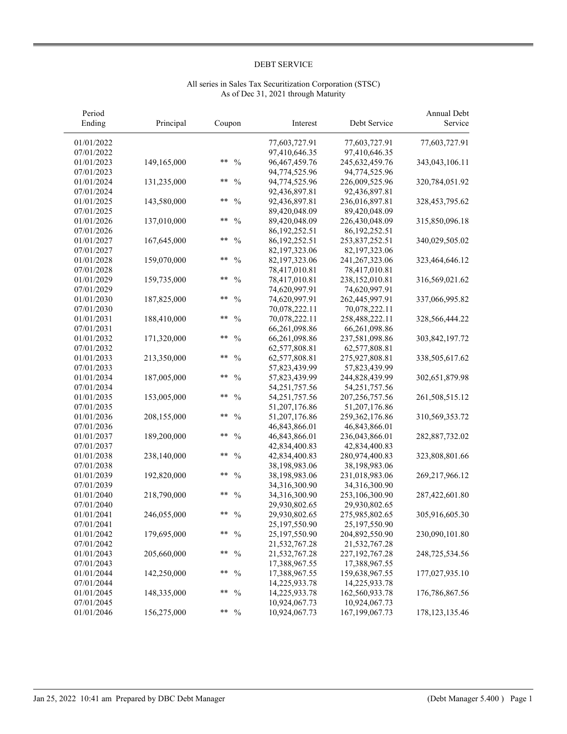# DEBT SERVICE

All series in Sales Tax Securitization Corporation (STSC)
As of Dec 31, 2021 through Maturity

| Period Ending | Principal | Coupon | Interest | Debt Service | Annual Debt Service |
|---|---|---|---|---|---|
| 01/01/2022 | | | 77,603,727.91 | 77,603,727.91 | 77,603,727.91 |
| 07/01/2022 | | | 97,410,646.35 | 97,410,646.35 | |
| 01/01/2023 | 149,165,000 | ** % | 96,467,459.76 | 245,632,459.76 | 343,043,106.11 |
| 07/01/2023 | | | 94,774,525.96 | 94,774,525.96 | |
| 01/01/2024 | 131,235,000 | ** % | 94,774,525.96 | 226,009,525.96 | 320,784,051.92 |
| 07/01/2024 | | | 92,436,897.81 | 92,436,897.81 | |
| 01/01/2025 | 143,580,000 | ** % | 92,436,897.81 | 236,016,897.81 | 328,453,795.62 |
| 07/01/2025 | | | 89,420,048.09 | 89,420,048.09 | |
| 01/01/2026 | 137,010,000 | ** % | 89,420,048.09 | 226,430,048.09 | 315,850,096.18 |
| 07/01/2026 | | | 86,192,252.51 | 86,192,252.51 | |
| 01/01/2027 | 167,645,000 | ** % | 86,192,252.51 | 253,837,252.51 | 340,029,505.02 |
| 07/01/2027 | | | 82,197,323.06 | 82,197,323.06 | |
| 01/01/2028 | 159,070,000 | ** % | 82,197,323.06 | 241,267,323.06 | 323,464,646.12 |
| 07/01/2028 | | | 78,417,010.81 | 78,417,010.81 | |
| 01/01/2029 | 159,735,000 | ** % | 78,417,010.81 | 238,152,010.81 | 316,569,021.62 |
| 07/01/2029 | | | 74,620,997.91 | 74,620,997.91 | |
| 01/01/2030 | 187,825,000 | ** % | 74,620,997.91 | 262,445,997.91 | 337,066,995.82 |
| 07/01/2030 | | | 70,078,222.11 | 70,078,222.11 | |
| 01/01/2031 | 188,410,000 | ** % | 70,078,222.11 | 258,488,222.11 | 328,566,444.22 |
| 07/01/2031 | | | 66,261,098.86 | 66,261,098.86 | |
| 01/01/2032 | 171,320,000 | ** % | 66,261,098.86 | 237,581,098.86 | 303,842,197.72 |
| 07/01/2032 | | | 62,577,808.81 | 62,577,808.81 | |
| 01/01/2033 | 213,350,000 | ** % | 62,577,808.81 | 275,927,808.81 | 338,505,617.62 |
| 07/01/2033 | | | 57,823,439.99 | 57,823,439.99 | |
| 01/01/2034 | 187,005,000 | ** % | 57,823,439.99 | 244,828,439.99 | 302,651,879.98 |
| 07/01/2034 | | | 54,251,757.56 | 54,251,757.56 | |
| 01/01/2035 | 153,005,000 | ** % | 54,251,757.56 | 207,256,757.56 | 261,508,515.12 |
| 07/01/2035 | | | 51,207,176.86 | 51,207,176.86 | |
| 01/01/2036 | 208,155,000 | ** % | 51,207,176.86 | 259,362,176.86 | 310,569,353.72 |
| 07/01/2036 | | | 46,843,866.01 | 46,843,866.01 | |
| 01/01/2037 | 189,200,000 | ** % | 46,843,866.01 | 236,043,866.01 | 282,887,732.02 |
| 07/01/2037 | | | 42,834,400.83 | 42,834,400.83 | |
| 01/01/2038 | 238,140,000 | ** % | 42,834,400.83 | 280,974,400.83 | 323,808,801.66 |
| 07/01/2038 | | | 38,198,983.06 | 38,198,983.06 | |
| 01/01/2039 | 192,820,000 | ** % | 38,198,983.06 | 231,018,983.06 | 269,217,966.12 |
| 07/01/2039 | | | 34,316,300.90 | 34,316,300.90 | |
| 01/01/2040 | 218,790,000 | ** % | 34,316,300.90 | 253,106,300.90 | 287,422,601.80 |
| 07/01/2040 | | | 29,930,802.65 | 29,930,802.65 | |
| 01/01/2041 | 246,055,000 | ** % | 29,930,802.65 | 275,985,802.65 | 305,916,605.30 |
| 07/01/2041 | | | 25,197,550.90 | 25,197,550.90 | |
| 01/01/2042 | 179,695,000 | ** % | 25,197,550.90 | 204,892,550.90 | 230,090,101.80 |
| 07/01/2042 | | | 21,532,767.28 | 21,532,767.28 | |
| 01/01/2043 | 205,660,000 | ** % | 21,532,767.28 | 227,192,767.28 | 248,725,534.56 |
| 07/01/2043 | | | 17,388,967.55 | 17,388,967.55 | |
| 01/01/2044 | 142,250,000 | ** % | 17,388,967.55 | 159,638,967.55 | 177,027,935.10 |
| 07/01/2044 | | | 14,225,933.78 | 14,225,933.78 | |
| 01/01/2045 | 148,335,000 | ** % | 14,225,933.78 | 162,560,933.78 | 176,786,867.56 |
| 07/01/2045 | | | 10,924,067.73 | 10,924,067.73 | |
| 01/01/2046 | 156,275,000 | ** % | 10,924,067.73 | 167,199,067.73 | 178,123,135.46 |

Jan 25, 2022 10:41 am Prepared by DBC Debt Manager (Debt Manager 5.400 )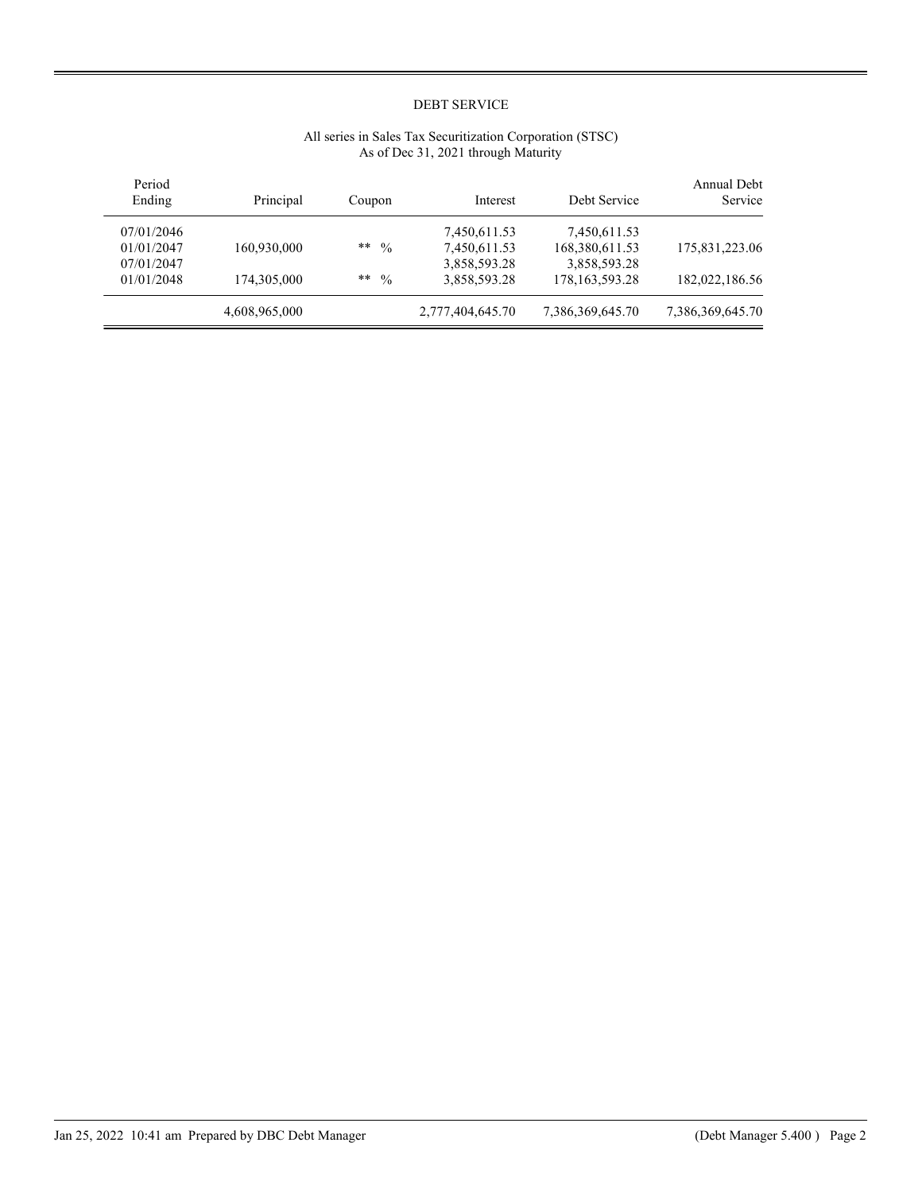DEBT SERVICE

All series in Sales Tax Securitization Corporation (STSC)
As of Dec 31, 2021 through Maturity

| Period Ending | Principal | Coupon | Interest | Debt Service | Annual Debt Service |
|---|---|---|---|---|---|
| 07/01/2046 | | | 7,450,611.53 | 7,450,611.53 | |
| 01/01/2047 | 160,930,000 | ** % | 7,450,611.53 | 168,380,611.53 | 175,831,223.06 |
| 07/01/2047 | | | 3,858,593.28 | 3,858,593.28 | |
| 01/01/2048 | 174,305,000 | ** % | 3,858,593.28 | 178,163,593.28 | 182,022,186.56 |
| | 4,608,965,000 | | 2,777,404,645.70 | 7,386,369,645.70 | 7,386,369,645.70 |

Jan 25, 2022 10:41 am Prepared by DBC Debt Manager (Debt Manager 5.400 )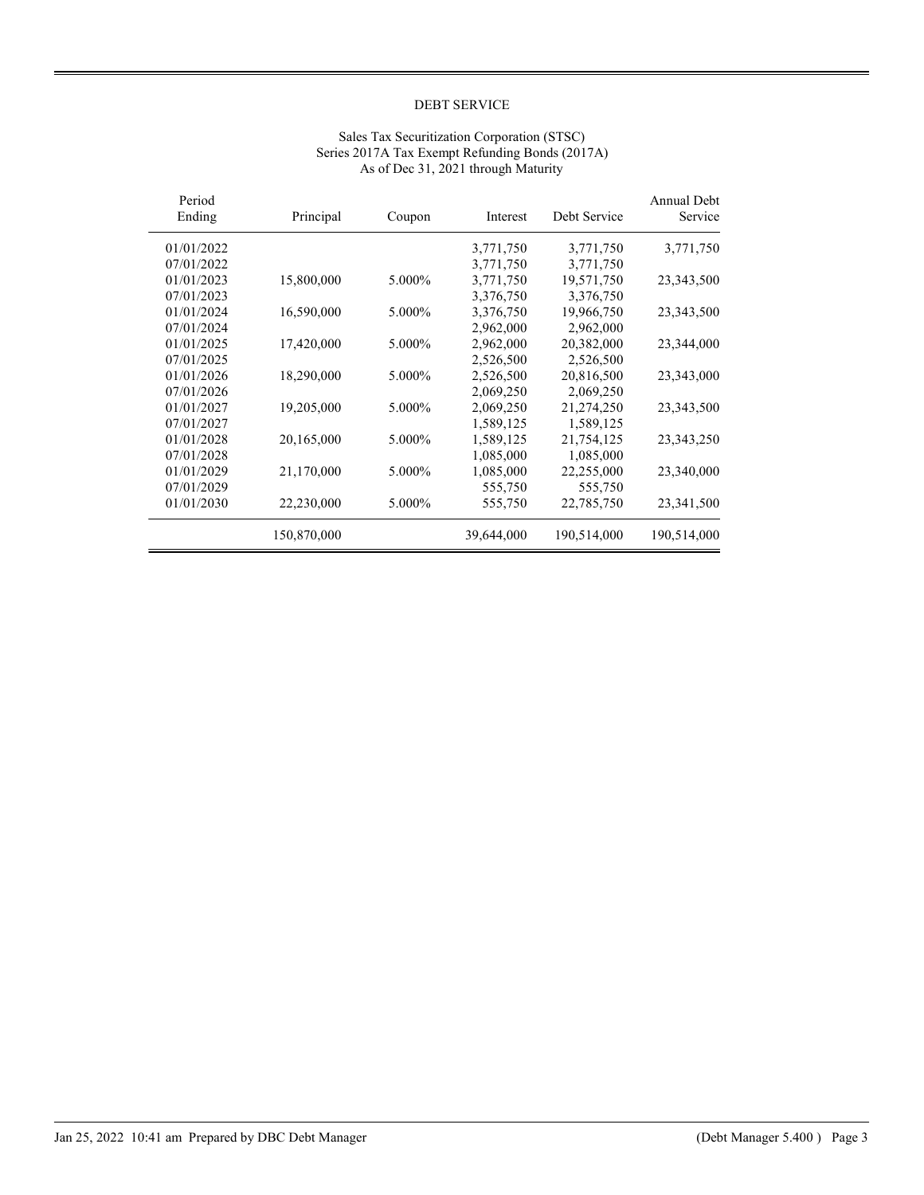DEBT SERVICE

Sales Tax Securitization Corporation (STSC)
Series 2017A Tax Exempt Refunding Bonds (2017A)
As of Dec 31, 2021 through Maturity

| Period Ending | Principal | Coupon | Interest | Debt Service | Annual Debt Service |
|---|---|---|---|---|---|
| 01/01/2022 | | | 3,771,750 | 3,771,750 | 3,771,750 |
| 07/01/2022 | | | 3,771,750 | 3,771,750 | |
| 01/01/2023 | 15,800,000 | 5.000% | 3,771,750 | 19,571,750 | 23,343,500 |
| 07/01/2023 | | | 3,376,750 | 3,376,750 | |
| 01/01/2024 | 16,590,000 | 5.000% | 3,376,750 | 19,966,750 | 23,343,500 |
| 07/01/2024 | | | 2,962,000 | 2,962,000 | |
| 01/01/2025 | 17,420,000 | 5.000% | 2,962,000 | 20,382,000 | 23,344,000 |
| 07/01/2025 | | | 2,526,500 | 2,526,500 | |
| 01/01/2026 | 18,290,000 | 5.000% | 2,526,500 | 20,816,500 | 23,343,000 |
| 07/01/2026 | | | 2,069,250 | 2,069,250 | |
| 01/01/2027 | 19,205,000 | 5.000% | 2,069,250 | 21,274,250 | 23,343,500 |
| 07/01/2027 | | | 1,589,125 | 1,589,125 | |
| 01/01/2028 | 20,165,000 | 5.000% | 1,589,125 | 21,754,125 | 23,343,250 |
| 07/01/2028 | | | 1,085,000 | 1,085,000 | |
| 01/01/2029 | 21,170,000 | 5.000% | 1,085,000 | 22,255,000 | 23,340,000 |
| 07/01/2029 | | | 555,750 | 555,750 | |
| 01/01/2030 | 22,230,000 | 5.000% | 555,750 | 22,785,750 | 23,341,500 |
| | 150,870,000 | | 39,644,000 | 190,514,000 | 190,514,000 |

Jan 25, 2022 10:41 am Prepared by DBC Debt Manager (Debt Manager 5.400 )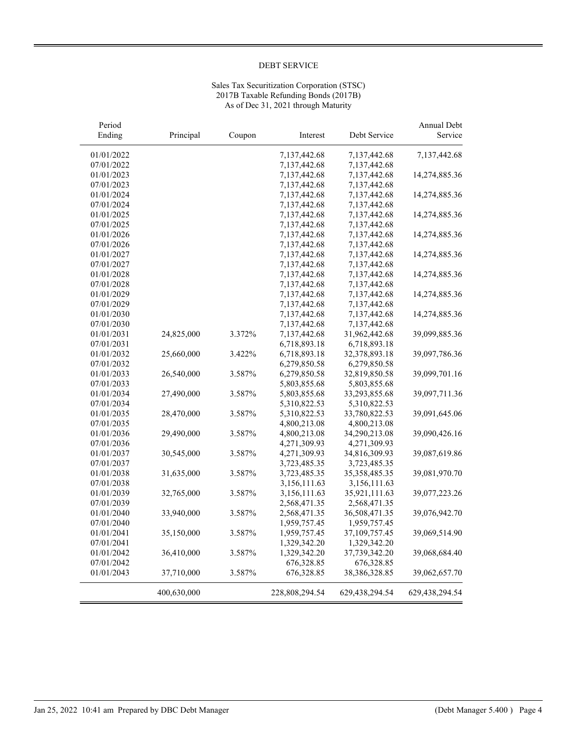DEBT SERVICE

Sales Tax Securitization Corporation (STSC)
2017B Taxable Refunding Bonds (2017B)
As of Dec 31, 2021 through Maturity

| Period Ending | Principal | Coupon | Interest | Debt Service | Annual Debt Service |
|---|---|---|---|---|---|
| 01/01/2022 | | | 7,137,442.68 | 7,137,442.68 | 7,137,442.68 |
| 07/01/2022 | | | 7,137,442.68 | 7,137,442.68 | |
| 01/01/2023 | | | 7,137,442.68 | 7,137,442.68 | 14,274,885.36 |
| 07/01/2023 | | | 7,137,442.68 | 7,137,442.68 | |
| 01/01/2024 | | | 7,137,442.68 | 7,137,442.68 | 14,274,885.36 |
| 07/01/2024 | | | 7,137,442.68 | 7,137,442.68 | |
| 01/01/2025 | | | 7,137,442.68 | 7,137,442.68 | 14,274,885.36 |
| 07/01/2025 | | | 7,137,442.68 | 7,137,442.68 | |
| 01/01/2026 | | | 7,137,442.68 | 7,137,442.68 | 14,274,885.36 |
| 07/01/2026 | | | 7,137,442.68 | 7,137,442.68 | |
| 01/01/2027 | | | 7,137,442.68 | 7,137,442.68 | 14,274,885.36 |
| 07/01/2027 | | | 7,137,442.68 | 7,137,442.68 | |
| 01/01/2028 | | | 7,137,442.68 | 7,137,442.68 | 14,274,885.36 |
| 07/01/2028 | | | 7,137,442.68 | 7,137,442.68 | |
| 01/01/2029 | | | 7,137,442.68 | 7,137,442.68 | 14,274,885.36 |
| 07/01/2029 | | | 7,137,442.68 | 7,137,442.68 | |
| 01/01/2030 | | | 7,137,442.68 | 7,137,442.68 | 14,274,885.36 |
| 07/01/2030 | | | 7,137,442.68 | 7,137,442.68 | |
| 01/01/2031 | 24,825,000 | 3.372% | 7,137,442.68 | 31,962,442.68 | 39,099,885.36 |
| 07/01/2031 | | | 6,718,893.18 | 6,718,893.18 | |
| 01/01/2032 | 25,660,000 | 3.422% | 6,718,893.18 | 32,378,893.18 | 39,097,786.36 |
| 07/01/2032 | | | 6,279,850.58 | 6,279,850.58 | |
| 01/01/2033 | 26,540,000 | 3.587% | 6,279,850.58 | 32,819,850.58 | 39,099,701.16 |
| 07/01/2033 | | | 5,803,855.68 | 5,803,855.68 | |
| 01/01/2034 | 27,490,000 | 3.587% | 5,803,855.68 | 33,293,855.68 | 39,097,711.36 |
| 07/01/2034 | | | 5,310,822.53 | 5,310,822.53 | |
| 01/01/2035 | 28,470,000 | 3.587% | 5,310,822.53 | 33,780,822.53 | 39,091,645.06 |
| 07/01/2035 | | | 4,800,213.08 | 4,800,213.08 | |
| 01/01/2036 | 29,490,000 | 3.587% | 4,800,213.08 | 34,290,213.08 | 39,090,426.16 |
| 07/01/2036 | | | 4,271,309.93 | 4,271,309.93 | |
| 01/01/2037 | 30,545,000 | 3.587% | 4,271,309.93 | 34,816,309.93 | 39,087,619.86 |
| 07/01/2037 | | | 3,723,485.35 | 3,723,485.35 | |
| 01/01/2038 | 31,635,000 | 3.587% | 3,723,485.35 | 35,358,485.35 | 39,081,970.70 |
| 07/01/2038 | | | 3,156,111.63 | 3,156,111.63 | |
| 01/01/2039 | 32,765,000 | 3.587% | 3,156,111.63 | 35,921,111.63 | 39,077,223.26 |
| 07/01/2039 | | | 2,568,471.35 | 2,568,471.35 | |
| 01/01/2040 | 33,940,000 | 3.587% | 2,568,471.35 | 36,508,471.35 | 39,076,942.70 |
| 07/01/2040 | | | 1,959,757.45 | 1,959,757.45 | |
| 01/01/2041 | 35,150,000 | 3.587% | 1,959,757.45 | 37,109,757.45 | 39,069,514.90 |
| 07/01/2041 | | | 1,329,342.20 | 1,329,342.20 | |
| 01/01/2042 | 36,410,000 | 3.587% | 1,329,342.20 | 37,739,342.20 | 39,068,684.40 |
| 07/01/2042 | | | 676,328.85 | 676,328.85 | |
| 01/01/2043 | 37,710,000 | 3.587% | 676,328.85 | 38,386,328.85 | 39,062,657.70 |
| | 400,630,000 | | 228,808,294.54 | 629,438,294.54 | 629,438,294.54 |

Jan 25, 2022 10:41 am Prepared by DBC Debt Manager (Debt Manager 5.400 )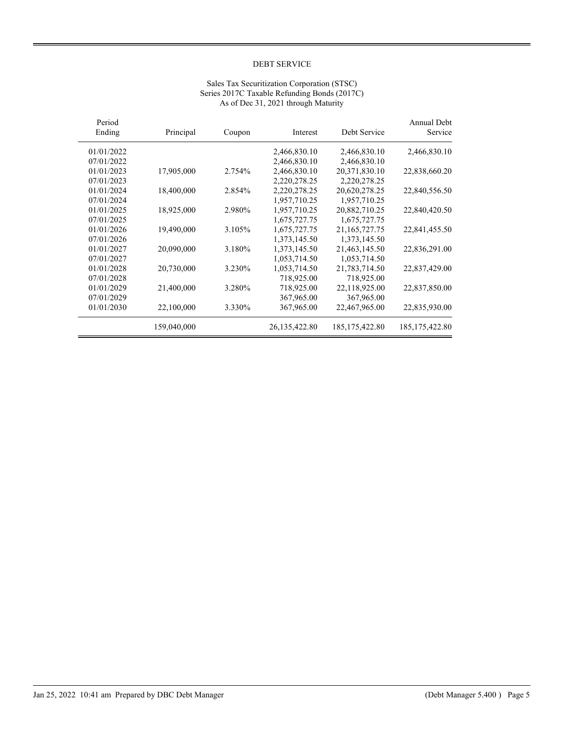# DEBT SERVICE

Sales Tax Securitization Corporation (STSC)
Series 2017C Taxable Refunding Bonds (2017C)
As of Dec 31, 2021 through Maturity

| Period Ending | Principal | Coupon | Interest | Debt Service | Annual Debt Service |
|---|---|---|---|---|---|
| 01/01/2022 | | | 2,466,830.10 | 2,466,830.10 | 2,466,830.10 |
| 07/01/2022 | | | 2,466,830.10 | 2,466,830.10 | |
| 01/01/2023 | 17,905,000 | 2.754% | 2,466,830.10 | 20,371,830.10 | 22,838,660.20 |
| 07/01/2023 | | | 2,220,278.25 | 2,220,278.25 | |
| 01/01/2024 | 18,400,000 | 2.854% | 2,220,278.25 | 20,620,278.25 | 22,840,556.50 |
| 07/01/2024 | | | 1,957,710.25 | 1,957,710.25 | |
| 01/01/2025 | 18,925,000 | 2.980% | 1,957,710.25 | 20,882,710.25 | 22,840,420.50 |
| 07/01/2025 | | | 1,675,727.75 | 1,675,727.75 | |
| 01/01/2026 | 19,490,000 | 3.105% | 1,675,727.75 | 21,165,727.75 | 22,841,455.50 |
| 07/01/2026 | | | 1,373,145.50 | 1,373,145.50 | |
| 01/01/2027 | 20,090,000 | 3.180% | 1,373,145.50 | 21,463,145.50 | 22,836,291.00 |
| 07/01/2027 | | | 1,053,714.50 | 1,053,714.50 | |
| 01/01/2028 | 20,730,000 | 3.230% | 1,053,714.50 | 21,783,714.50 | 22,837,429.00 |
| 07/01/2028 | | | 718,925.00 | 718,925.00 | |
| 01/01/2029 | 21,400,000 | 3.280% | 718,925.00 | 22,118,925.00 | 22,837,850.00 |
| 07/01/2029 | | | 367,965.00 | 367,965.00 | |
| 01/01/2030 | 22,100,000 | 3.330% | 367,965.00 | 22,467,965.00 | 22,835,930.00 |
| | 159,040,000 | | 26,135,422.80 | 185,175,422.80 | 185,175,422.80 |

Jan 25, 2022 10:41 am Prepared by DBC Debt Manager (Debt Manager 5.400 )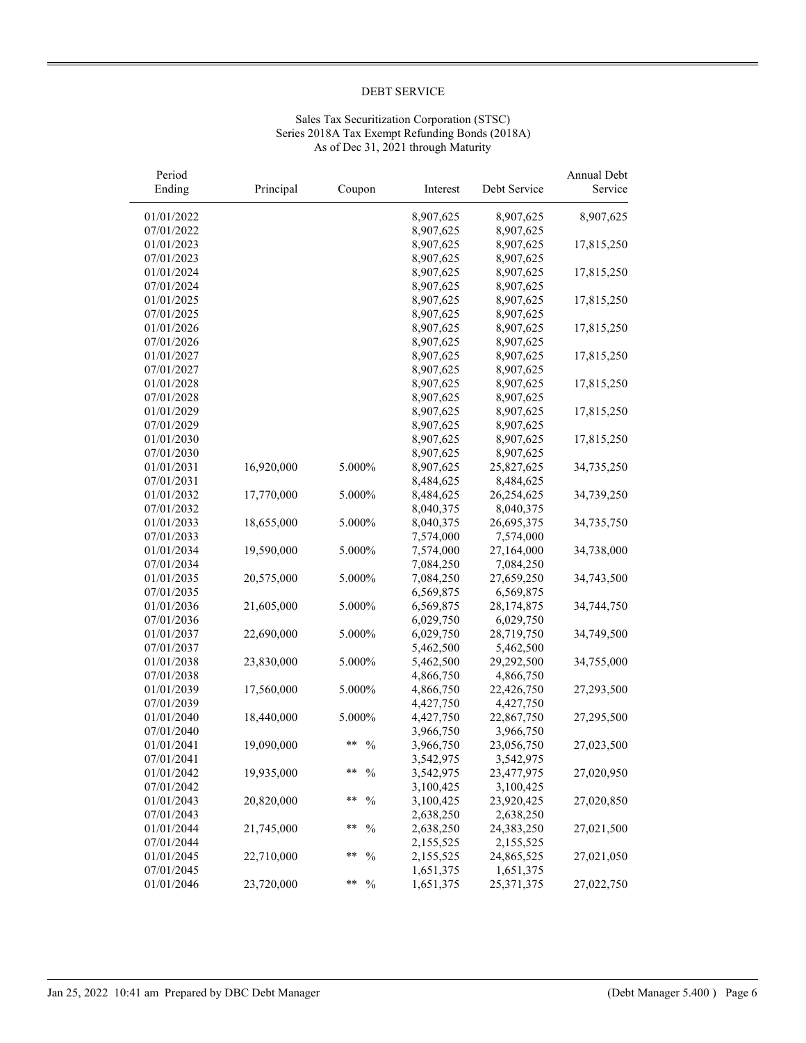# DEBT SERVICE

Sales Tax Securitization Corporation (STSC)
Series 2018A Tax Exempt Refunding Bonds (2018A)
As of Dec 31, 2021 through Maturity

| Period Ending | Principal | Coupon | Interest | Debt Service | Annual Debt Service |
|---|---|---|---|---|---|
| 01/01/2022 | | | 8,907,625 | 8,907,625 | 8,907,625 |
| 07/01/2022 | | | 8,907,625 | 8,907,625 | |
| 01/01/2023 | | | 8,907,625 | 8,907,625 | 17,815,250 |
| 07/01/2023 | | | 8,907,625 | 8,907,625 | |
| 01/01/2024 | | | 8,907,625 | 8,907,625 | 17,815,250 |
| 07/01/2024 | | | 8,907,625 | 8,907,625 | |
| 01/01/2025 | | | 8,907,625 | 8,907,625 | 17,815,250 |
| 07/01/2025 | | | 8,907,625 | 8,907,625 | |
| 01/01/2026 | | | 8,907,625 | 8,907,625 | 17,815,250 |
| 07/01/2026 | | | 8,907,625 | 8,907,625 | |
| 01/01/2027 | | | 8,907,625 | 8,907,625 | 17,815,250 |
| 07/01/2027 | | | 8,907,625 | 8,907,625 | |
| 01/01/2028 | | | 8,907,625 | 8,907,625 | 17,815,250 |
| 07/01/2028 | | | 8,907,625 | 8,907,625 | |
| 01/01/2029 | | | 8,907,625 | 8,907,625 | 17,815,250 |
| 07/01/2029 | | | 8,907,625 | 8,907,625 | |
| 01/01/2030 | | | 8,907,625 | 8,907,625 | 17,815,250 |
| 07/01/2030 | | | 8,907,625 | 8,907,625 | |
| 01/01/2031 | 16,920,000 | 5.000% | 8,907,625 | 25,827,625 | 34,735,250 |
| 07/01/2031 | | | 8,484,625 | 8,484,625 | |
| 01/01/2032 | 17,770,000 | 5.000% | 8,484,625 | 26,254,625 | 34,739,250 |
| 07/01/2032 | | | 8,040,375 | 8,040,375 | |
| 01/01/2033 | 18,655,000 | 5.000% | 8,040,375 | 26,695,375 | 34,735,750 |
| 07/01/2033 | | | 7,574,000 | 7,574,000 | |
| 01/01/2034 | 19,590,000 | 5.000% | 7,574,000 | 27,164,000 | 34,738,000 |
| 07/01/2034 | | | 7,084,250 | 7,084,250 | |
| 01/01/2035 | 20,575,000 | 5.000% | 7,084,250 | 27,659,250 | 34,743,500 |
| 07/01/2035 | | | 6,569,875 | 6,569,875 | |
| 01/01/2036 | 21,605,000 | 5.000% | 6,569,875 | 28,174,875 | 34,744,750 |
| 07/01/2036 | | | 6,029,750 | 6,029,750 | |
| 01/01/2037 | 22,690,000 | 5.000% | 6,029,750 | 28,719,750 | 34,749,500 |
| 07/01/2037 | | | 5,462,500 | 5,462,500 | |
| 01/01/2038 | 23,830,000 | 5.000% | 5,462,500 | 29,292,500 | 34,755,000 |
| 07/01/2038 | | | 4,866,750 | 4,866,750 | |
| 01/01/2039 | 17,560,000 | 5.000% | 4,866,750 | 22,426,750 | 27,293,500 |
| 07/01/2039 | | | 4,427,750 | 4,427,750 | |
| 01/01/2040 | 18,440,000 | 5.000% | 4,427,750 | 22,867,750 | 27,295,500 |
| 07/01/2040 | | | 3,966,750 | 3,966,750 | |
| 01/01/2041 | 19,090,000 | ** % | 3,966,750 | 23,056,750 | 27,023,500 |
| 07/01/2041 | | | 3,542,975 | 3,542,975 | |
| 01/01/2042 | 19,935,000 | ** % | 3,542,975 | 23,477,975 | 27,020,950 |
| 07/01/2042 | | | 3,100,425 | 3,100,425 | |
| 01/01/2043 | 20,820,000 | ** % | 3,100,425 | 23,920,425 | 27,020,850 |
| 07/01/2043 | | | 2,638,250 | 2,638,250 | |
| 01/01/2044 | 21,745,000 | ** % | 2,638,250 | 24,383,250 | 27,021,500 |
| 07/01/2044 | | | 2,155,525 | 2,155,525 | |
| 01/01/2045 | 22,710,000 | ** % | 2,155,525 | 24,865,525 | 27,021,050 |
| 07/01/2045 | | | 1,651,375 | 1,651,375 | |
| 01/01/2046 | 23,720,000 | ** % | 1,651,375 | 25,371,375 | 27,022,750 |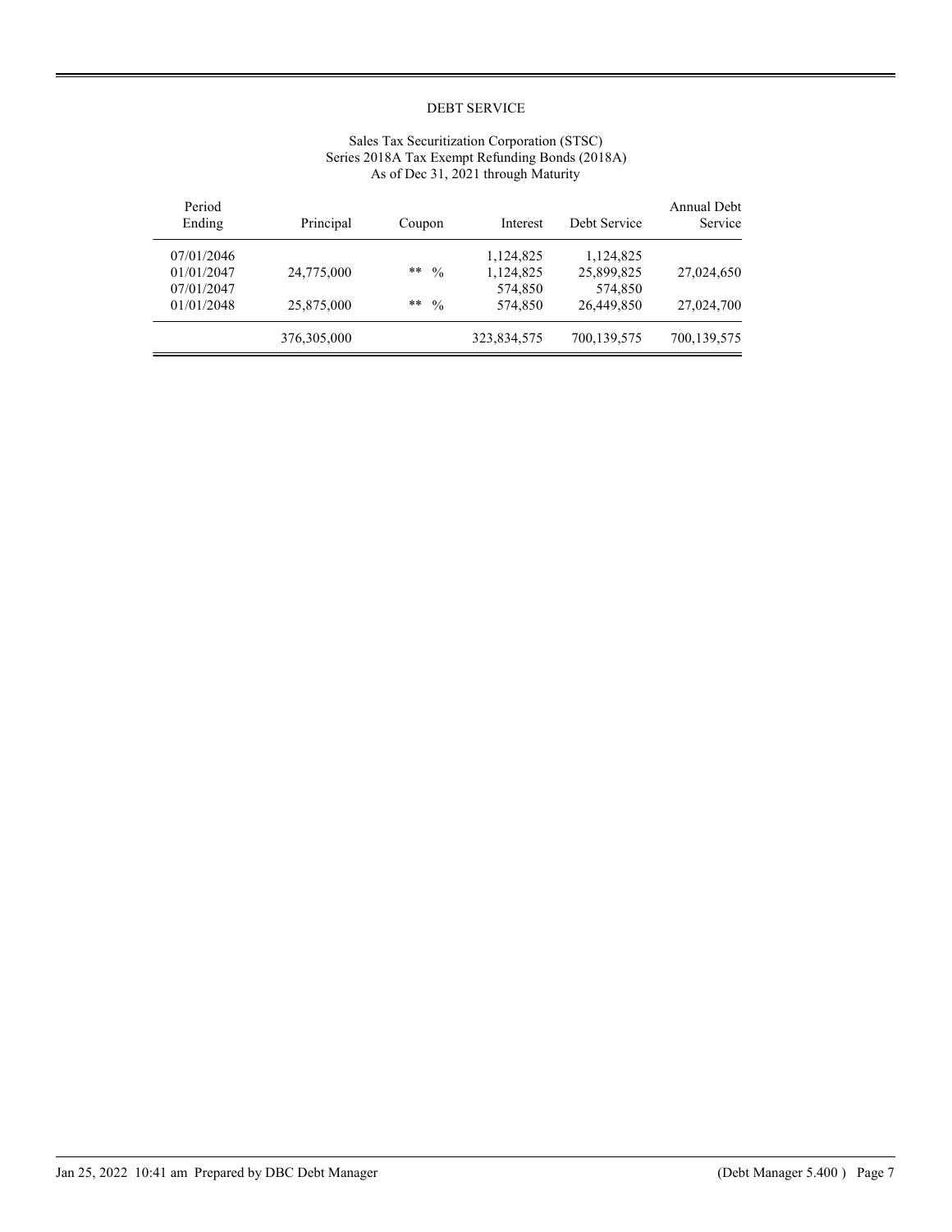DEBT SERVICE

Sales Tax Securitization Corporation (STSC)
Series 2018A Tax Exempt Refunding Bonds (2018A)
As of Dec 31, 2021 through Maturity

| Period Ending | Principal | Coupon | Interest | Debt Service | Annual Debt Service |
|---|---|---|---|---|---|
| 07/01/2046 | | | 1,124,825 | 1,124,825 | |
| 01/01/2047 | 24,775,000 | ** % | 1,124,825 | 25,899,825 | 27,024,650 |
| 07/01/2047 | | | 574,850 | 574,850 | |
| 01/01/2048 | 25,875,000 | ** % | 574,850 | 26,449,850 | 27,024,700 |
| | 376,305,000 | | 323,834,575 | 700,139,575 | 700,139,575 |

Jan 25, 2022 10:41 am Prepared by DBC Debt Manager (Debt Manager 5.400 )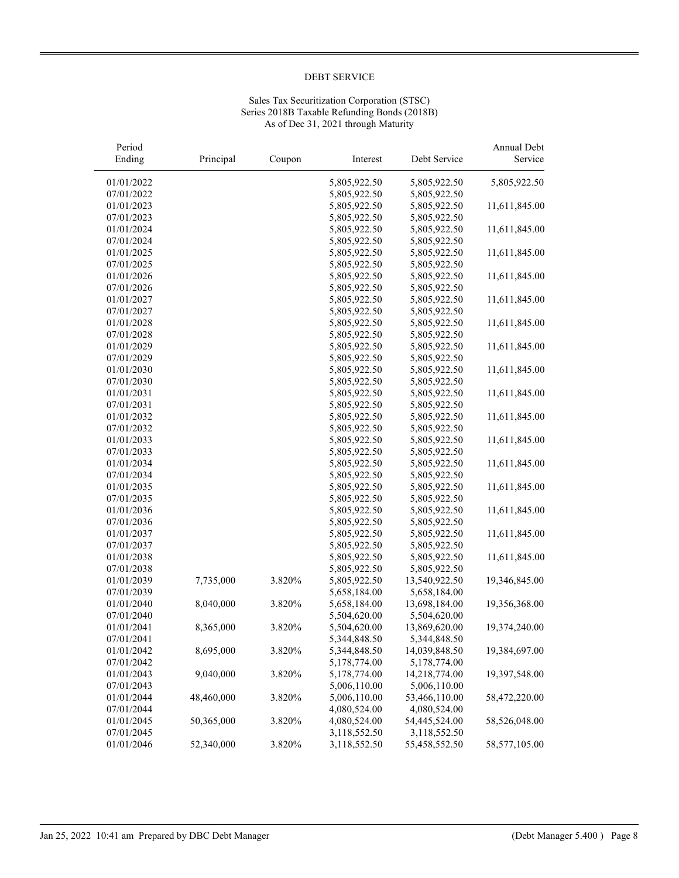# DEBT SERVICE

Sales Tax Securitization Corporation (STSC)
Series 2018B Taxable Refunding Bonds (2018B)
As of Dec 31, 2021 through Maturity

| Period Ending | Principal | Coupon | Interest | Debt Service | Annual Debt Service |
|---|---|---|---|---|---|
| 01/01/2022 | | | 5,805,922.50 | 5,805,922.50 | 5,805,922.50 |
| 07/01/2022 | | | 5,805,922.50 | 5,805,922.50 | |
| 01/01/2023 | | | 5,805,922.50 | 5,805,922.50 | 11,611,845.00 |
| 07/01/2023 | | | 5,805,922.50 | 5,805,922.50 | |
| 01/01/2024 | | | 5,805,922.50 | 5,805,922.50 | 11,611,845.00 |
| 07/01/2024 | | | 5,805,922.50 | 5,805,922.50 | |
| 01/01/2025 | | | 5,805,922.50 | 5,805,922.50 | 11,611,845.00 |
| 07/01/2025 | | | 5,805,922.50 | 5,805,922.50 | |
| 01/01/2026 | | | 5,805,922.50 | 5,805,922.50 | 11,611,845.00 |
| 07/01/2026 | | | 5,805,922.50 | 5,805,922.50 | |
| 01/01/2027 | | | 5,805,922.50 | 5,805,922.50 | 11,611,845.00 |
| 07/01/2027 | | | 5,805,922.50 | 5,805,922.50 | |
| 01/01/2028 | | | 5,805,922.50 | 5,805,922.50 | 11,611,845.00 |
| 07/01/2028 | | | 5,805,922.50 | 5,805,922.50 | |
| 01/01/2029 | | | 5,805,922.50 | 5,805,922.50 | 11,611,845.00 |
| 07/01/2029 | | | 5,805,922.50 | 5,805,922.50 | |
| 01/01/2030 | | | 5,805,922.50 | 5,805,922.50 | 11,611,845.00 |
| 07/01/2030 | | | 5,805,922.50 | 5,805,922.50 | |
| 01/01/2031 | | | 5,805,922.50 | 5,805,922.50 | 11,611,845.00 |
| 07/01/2031 | | | 5,805,922.50 | 5,805,922.50 | |
| 01/01/2032 | | | 5,805,922.50 | 5,805,922.50 | 11,611,845.00 |
| 07/01/2032 | | | 5,805,922.50 | 5,805,922.50 | |
| 01/01/2033 | | | 5,805,922.50 | 5,805,922.50 | 11,611,845.00 |
| 07/01/2033 | | | 5,805,922.50 | 5,805,922.50 | |
| 01/01/2034 | | | 5,805,922.50 | 5,805,922.50 | 11,611,845.00 |
| 07/01/2034 | | | 5,805,922.50 | 5,805,922.50 | |
| 01/01/2035 | | | 5,805,922.50 | 5,805,922.50 | 11,611,845.00 |
| 07/01/2035 | | | 5,805,922.50 | 5,805,922.50 | |
| 01/01/2036 | | | 5,805,922.50 | 5,805,922.50 | 11,611,845.00 |
| 07/01/2036 | | | 5,805,922.50 | 5,805,922.50 | |
| 01/01/2037 | | | 5,805,922.50 | 5,805,922.50 | 11,611,845.00 |
| 07/01/2037 | | | 5,805,922.50 | 5,805,922.50 | |
| 01/01/2038 | | | 5,805,922.50 | 5,805,922.50 | 11,611,845.00 |
| 07/01/2038 | | | 5,805,922.50 | 5,805,922.50 | |
| 01/01/2039 | 7,735,000 | 3.820% | 5,805,922.50 | 13,540,922.50 | 19,346,845.00 |
| 07/01/2039 | | | 5,658,184.00 | 5,658,184.00 | |
| 01/01/2040 | 8,040,000 | 3.820% | 5,658,184.00 | 13,698,184.00 | 19,356,368.00 |
| 07/01/2040 | | | 5,504,620.00 | 5,504,620.00 | |
| 01/01/2041 | 8,365,000 | 3.820% | 5,504,620.00 | 13,869,620.00 | 19,374,240.00 |
| 07/01/2041 | | | 5,344,848.50 | 5,344,848.50 | |
| 01/01/2042 | 8,695,000 | 3.820% | 5,344,848.50 | 14,039,848.50 | 19,384,697.00 |
| 07/01/2042 | | | 5,178,774.00 | 5,178,774.00 | |
| 01/01/2043 | 9,040,000 | 3.820% | 5,178,774.00 | 14,218,774.00 | 19,397,548.00 |
| 07/01/2043 | | | 5,006,110.00 | 5,006,110.00 | |
| 01/01/2044 | 48,460,000 | 3.820% | 5,006,110.00 | 53,466,110.00 | 58,472,220.00 |
| 07/01/2044 | | | 4,080,524.00 | 4,080,524.00 | |
| 01/01/2045 | 50,365,000 | 3.820% | 4,080,524.00 | 54,445,524.00 | 58,526,048.00 |
| 07/01/2045 | | | 3,118,552.50 | 3,118,552.50 | |
| 01/01/2046 | 52,340,000 | 3.820% | 3,118,552.50 | 55,458,552.50 | 58,577,105.00 |

Jan 25, 2022 10:41 am Prepared by DBC Debt Manager (Debt Manager 5.400 )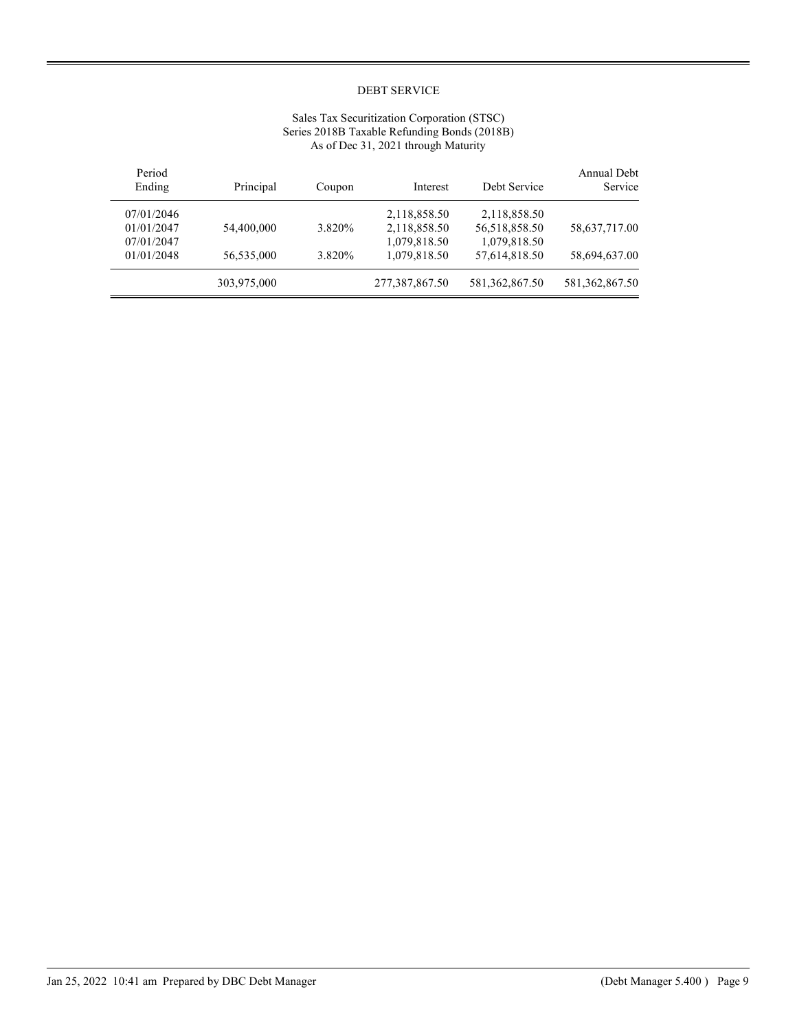DEBT SERVICE

Sales Tax Securitization Corporation (STSC)
Series 2018B Taxable Refunding Bonds (2018B)
As of Dec 31, 2021 through Maturity

| Period Ending | Principal | Coupon | Interest | Debt Service | Annual Debt Service |
|---|---|---|---|---|---|
| 07/01/2046 | | | 2,118,858.50 | 2,118,858.50 | |
| 01/01/2047 | 54,400,000 | 3.820% | 2,118,858.50 | 56,518,858.50 | 58,637,717.00 |
| 07/01/2047 | | | 1,079,818.50 | 1,079,818.50 | |
| 01/01/2048 | 56,535,000 | 3.820% | 1,079,818.50 | 57,614,818.50 | 58,694,637.00 |
| | 303,975,000 | | 277,387,867.50 | 581,362,867.50 | 581,362,867.50 |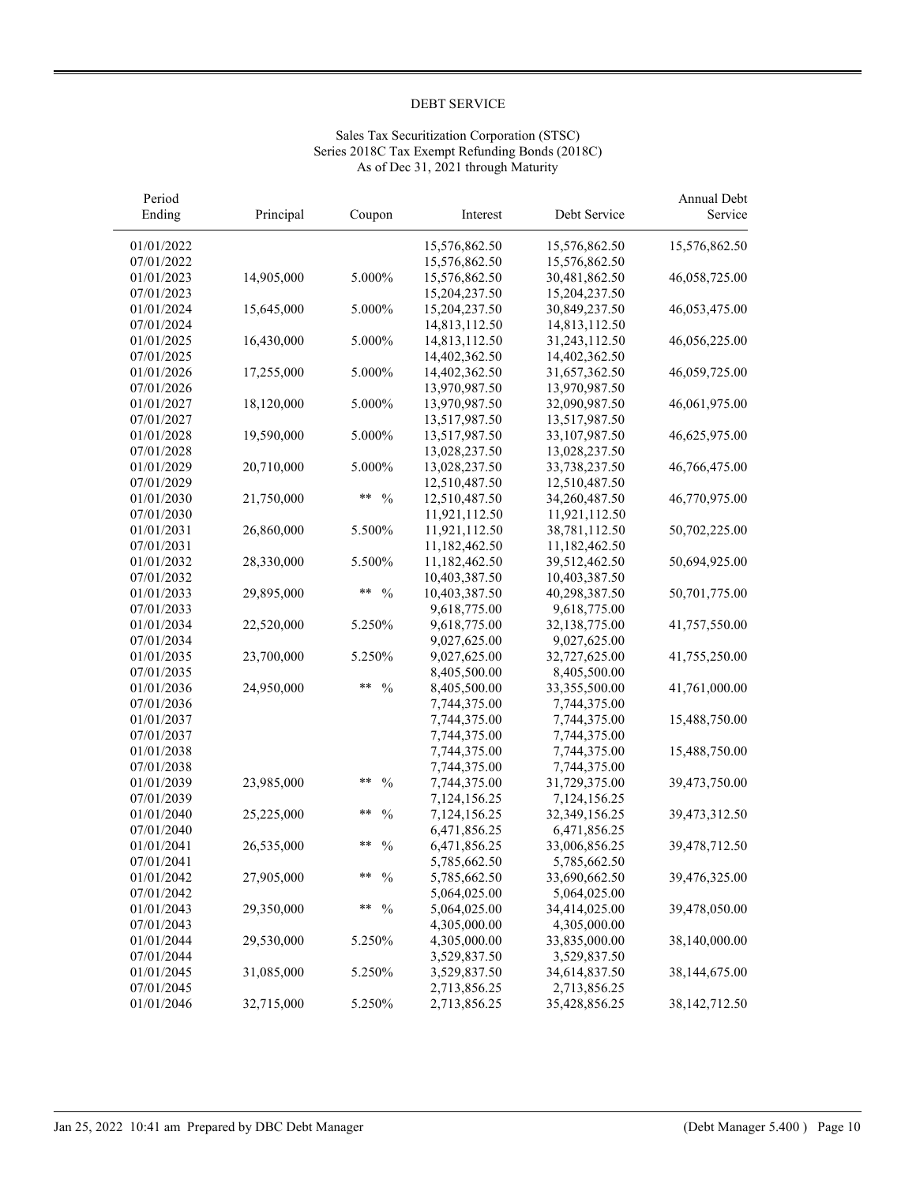DEBT SERVICE

Sales Tax Securitization Corporation (STSC)
Series 2018C Tax Exempt Refunding Bonds (2018C)
As of Dec 31, 2021 through Maturity

| Period Ending | Principal | Coupon | Interest | Debt Service | Annual Debt Service |
|---|---|---|---|---|---|
| 01/01/2022 | | | 15,576,862.50 | 15,576,862.50 | 15,576,862.50 |
| 07/01/2022 | | | 15,576,862.50 | 15,576,862.50 | |
| 01/01/2023 | 14,905,000 | 5.000% | 15,576,862.50 | 30,481,862.50 | 46,058,725.00 |
| 07/01/2023 | | | 15,204,237.50 | 15,204,237.50 | |
| 01/01/2024 | 15,645,000 | 5.000% | 15,204,237.50 | 30,849,237.50 | 46,053,475.00 |
| 07/01/2024 | | | 14,813,112.50 | 14,813,112.50 | |
| 01/01/2025 | 16,430,000 | 5.000% | 14,813,112.50 | 31,243,112.50 | 46,056,225.00 |
| 07/01/2025 | | | 14,402,362.50 | 14,402,362.50 | |
| 01/01/2026 | 17,255,000 | 5.000% | 14,402,362.50 | 31,657,362.50 | 46,059,725.00 |
| 07/01/2026 | | | 13,970,987.50 | 13,970,987.50 | |
| 01/01/2027 | 18,120,000 | 5.000% | 13,970,987.50 | 32,090,987.50 | 46,061,975.00 |
| 07/01/2027 | | | 13,517,987.50 | 13,517,987.50 | |
| 01/01/2028 | 19,590,000 | 5.000% | 13,517,987.50 | 33,107,987.50 | 46,625,975.00 |
| 07/01/2028 | | | 13,028,237.50 | 13,028,237.50 | |
| 01/01/2029 | 20,710,000 | 5.000% | 13,028,237.50 | 33,738,237.50 | 46,766,475.00 |
| 07/01/2029 | | | 12,510,487.50 | 12,510,487.50 | |
| 01/01/2030 | 21,750,000 | ** % | 12,510,487.50 | 34,260,487.50 | 46,770,975.00 |
| 07/01/2030 | | | 11,921,112.50 | 11,921,112.50 | |
| 01/01/2031 | 26,860,000 | 5.500% | 11,921,112.50 | 38,781,112.50 | 50,702,225.00 |
| 07/01/2031 | | | 11,182,462.50 | 11,182,462.50 | |
| 01/01/2032 | 28,330,000 | 5.500% | 11,182,462.50 | 39,512,462.50 | 50,694,925.00 |
| 07/01/2032 | | | 10,403,387.50 | 10,403,387.50 | |
| 01/01/2033 | 29,895,000 | ** % | 10,403,387.50 | 40,298,387.50 | 50,701,775.00 |
| 07/01/2033 | | | 9,618,775.00 | 9,618,775.00 | |
| 01/01/2034 | 22,520,000 | 5.250% | 9,618,775.00 | 32,138,775.00 | 41,757,550.00 |
| 07/01/2034 | | | 9,027,625.00 | 9,027,625.00 | |
| 01/01/2035 | 23,700,000 | 5.250% | 9,027,625.00 | 32,727,625.00 | 41,755,250.00 |
| 07/01/2035 | | | 8,405,500.00 | 8,405,500.00 | |
| 01/01/2036 | 24,950,000 | ** % | 8,405,500.00 | 33,355,500.00 | 41,761,000.00 |
| 07/01/2036 | | | 7,744,375.00 | 7,744,375.00 | |
| 01/01/2037 | | | 7,744,375.00 | 7,744,375.00 | 15,488,750.00 |
| 07/01/2037 | | | 7,744,375.00 | 7,744,375.00 | |
| 01/01/2038 | | | 7,744,375.00 | 7,744,375.00 | 15,488,750.00 |
| 07/01/2038 | | | 7,744,375.00 | 7,744,375.00 | |
| 01/01/2039 | 23,985,000 | ** % | 7,744,375.00 | 31,729,375.00 | 39,473,750.00 |
| 07/01/2039 | | | 7,124,156.25 | 7,124,156.25 | |
| 01/01/2040 | 25,225,000 | ** % | 7,124,156.25 | 32,349,156.25 | 39,473,312.50 |
| 07/01/2040 | | | 6,471,856.25 | 6,471,856.25 | |
| 01/01/2041 | 26,535,000 | ** % | 6,471,856.25 | 33,006,856.25 | 39,478,712.50 |
| 07/01/2041 | | | 5,785,662.50 | 5,785,662.50 | |
| 01/01/2042 | 27,905,000 | ** % | 5,785,662.50 | 33,690,662.50 | 39,476,325.00 |
| 07/01/2042 | | | 5,064,025.00 | 5,064,025.00 | |
| 01/01/2043 | 29,350,000 | ** % | 5,064,025.00 | 34,414,025.00 | 39,478,050.00 |
| 07/01/2043 | | | 4,305,000.00 | 4,305,000.00 | |
| 01/01/2044 | 29,530,000 | 5.250% | 4,305,000.00 | 33,835,000.00 | 38,140,000.00 |
| 07/01/2044 | | | 3,529,837.50 | 3,529,837.50 | |
| 01/01/2045 | 31,085,000 | 5.250% | 3,529,837.50 | 34,614,837.50 | 38,144,675.00 |
| 07/01/2045 | | | 2,713,856.25 | 2,713,856.25 | |
| 01/01/2046 | 32,715,000 | 5.250% | 2,713,856.25 | 35,428,856.25 | 38,142,712.50 |

Jan 25, 2022 10:41 am Prepared by DBC Debt Manager (Debt Manager 5.400 )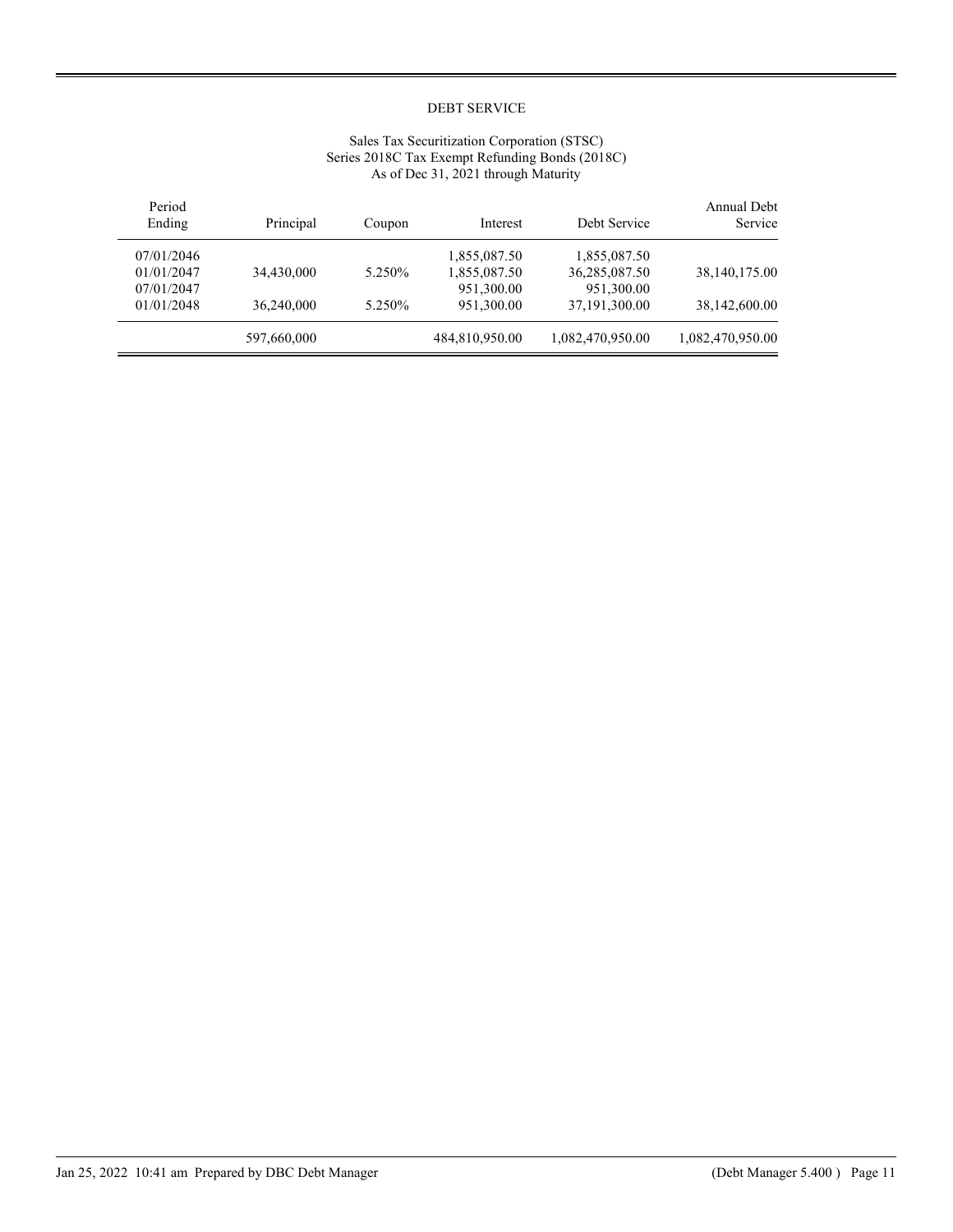DEBT SERVICE

Sales Tax Securitization Corporation (STSC)
Series 2018C Tax Exempt Refunding Bonds (2018C)
As of Dec 31, 2021 through Maturity

| Period Ending | Principal | Coupon | Interest | Debt Service | Annual Debt Service |
|---|---|---|---|---|---|
| 07/01/2046 | | | 1,855,087.50 | 1,855,087.50 | |
| 01/01/2047 | 34,430,000 | 5.250% | 1,855,087.50 | 36,285,087.50 | 38,140,175.00 |
| 07/01/2047 | | | 951,300.00 | 951,300.00 | |
| 01/01/2048 | 36,240,000 | 5.250% | 951,300.00 | 37,191,300.00 | 38,142,600.00 |
| | 597,660,000 | | 484,810,950.00 | 1,082,470,950.00 | 1,082,470,950.00 |

Jan 25, 2022 10:41 am Prepared by DBC Debt Manager (Debt Manager 5.400 )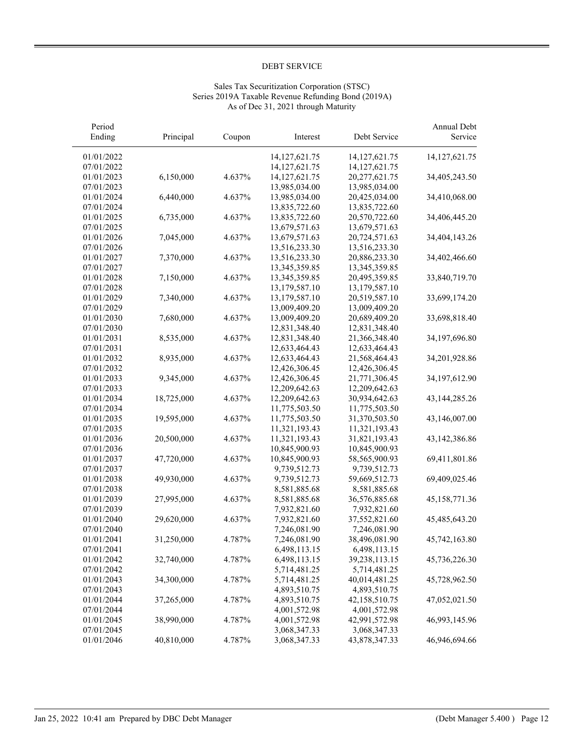# DEBT SERVICE

Sales Tax Securitization Corporation (STSC)
Series 2019A Taxable Revenue Refunding Bond (2019A)
As of Dec 31, 2021 through Maturity

| Period Ending | Principal | Coupon | Interest | Debt Service | Annual Debt Service |
|---|---|---|---|---|---|
| 01/01/2022 | | | 14,127,621.75 | 14,127,621.75 | 14,127,621.75 |
| 07/01/2022 | | | 14,127,621.75 | 14,127,621.75 | |
| 01/01/2023 | 6,150,000 | 4.637% | 14,127,621.75 | 20,277,621.75 | 34,405,243.50 |
| 07/01/2023 | | | 13,985,034.00 | 13,985,034.00 | |
| 01/01/2024 | 6,440,000 | 4.637% | 13,985,034.00 | 20,425,034.00 | 34,410,068.00 |
| 07/01/2024 | | | 13,835,722.60 | 13,835,722.60 | |
| 01/01/2025 | 6,735,000 | 4.637% | 13,835,722.60 | 20,570,722.60 | 34,406,445.20 |
| 07/01/2025 | | | 13,679,571.63 | 13,679,571.63 | |
| 01/01/2026 | 7,045,000 | 4.637% | 13,679,571.63 | 20,724,571.63 | 34,404,143.26 |
| 07/01/2026 | | | 13,516,233.30 | 13,516,233.30 | |
| 01/01/2027 | 7,370,000 | 4.637% | 13,516,233.30 | 20,886,233.30 | 34,402,466.60 |
| 07/01/2027 | | | 13,345,359.85 | 13,345,359.85 | |
| 01/01/2028 | 7,150,000 | 4.637% | 13,345,359.85 | 20,495,359.85 | 33,840,719.70 |
| 07/01/2028 | | | 13,179,587.10 | 13,179,587.10 | |
| 01/01/2029 | 7,340,000 | 4.637% | 13,179,587.10 | 20,519,587.10 | 33,699,174.20 |
| 07/01/2029 | | | 13,009,409.20 | 13,009,409.20 | |
| 01/01/2030 | 7,680,000 | 4.637% | 13,009,409.20 | 20,689,409.20 | 33,698,818.40 |
| 07/01/2030 | | | 12,831,348.40 | 12,831,348.40 | |
| 01/01/2031 | 8,535,000 | 4.637% | 12,831,348.40 | 21,366,348.40 | 34,197,696.80 |
| 07/01/2031 | | | 12,633,464.43 | 12,633,464.43 | |
| 01/01/2032 | 8,935,000 | 4.637% | 12,633,464.43 | 21,568,464.43 | 34,201,928.86 |
| 07/01/2032 | | | 12,426,306.45 | 12,426,306.45 | |
| 01/01/2033 | 9,345,000 | 4.637% | 12,426,306.45 | 21,771,306.45 | 34,197,612.90 |
| 07/01/2033 | | | 12,209,642.63 | 12,209,642.63 | |
| 01/01/2034 | 18,725,000 | 4.637% | 12,209,642.63 | 30,934,642.63 | 43,144,285.26 |
| 07/01/2034 | | | 11,775,503.50 | 11,775,503.50 | |
| 01/01/2035 | 19,595,000 | 4.637% | 11,775,503.50 | 31,370,503.50 | 43,146,007.00 |
| 07/01/2035 | | | 11,321,193.43 | 11,321,193.43 | |
| 01/01/2036 | 20,500,000 | 4.637% | 11,321,193.43 | 31,821,193.43 | 43,142,386.86 |
| 07/01/2036 | | | 10,845,900.93 | 10,845,900.93 | |
| 01/01/2037 | 47,720,000 | 4.637% | 10,845,900.93 | 58,565,900.93 | 69,411,801.86 |
| 07/01/2037 | | | 9,739,512.73 | 9,739,512.73 | |
| 01/01/2038 | 49,930,000 | 4.637% | 9,739,512.73 | 59,669,512.73 | 69,409,025.46 |
| 07/01/2038 | | | 8,581,885.68 | 8,581,885.68 | |
| 01/01/2039 | 27,995,000 | 4.637% | 8,581,885.68 | 36,576,885.68 | 45,158,771.36 |
| 07/01/2039 | | | 7,932,821.60 | 7,932,821.60 | |
| 01/01/2040 | 29,620,000 | 4.637% | 7,932,821.60 | 37,552,821.60 | 45,485,643.20 |
| 07/01/2040 | | | 7,246,081.90 | 7,246,081.90 | |
| 01/01/2041 | 31,250,000 | 4.787% | 7,246,081.90 | 38,496,081.90 | 45,742,163.80 |
| 07/01/2041 | | | 6,498,113.15 | 6,498,113.15 | |
| 01/01/2042 | 32,740,000 | 4.787% | 6,498,113.15 | 39,238,113.15 | 45,736,226.30 |
| 07/01/2042 | | | 5,714,481.25 | 5,714,481.25 | |
| 01/01/2043 | 34,300,000 | 4.787% | 5,714,481.25 | 40,014,481.25 | 45,728,962.50 |
| 07/01/2043 | | | 4,893,510.75 | 4,893,510.75 | |
| 01/01/2044 | 37,265,000 | 4.787% | 4,893,510.75 | 42,158,510.75 | 47,052,021.50 |
| 07/01/2044 | | | 4,001,572.98 | 4,001,572.98 | |
| 01/01/2045 | 38,990,000 | 4.787% | 4,001,572.98 | 42,991,572.98 | 46,993,145.96 |
| 07/01/2045 | | | 3,068,347.33 | 3,068,347.33 | |
| 01/01/2046 | 40,810,000 | 4.787% | 3,068,347.33 | 43,878,347.33 | 46,946,694.66 |

Jan 25, 2022 10:41 am Prepared by DBC Debt Manager (Debt Manager 5.400 )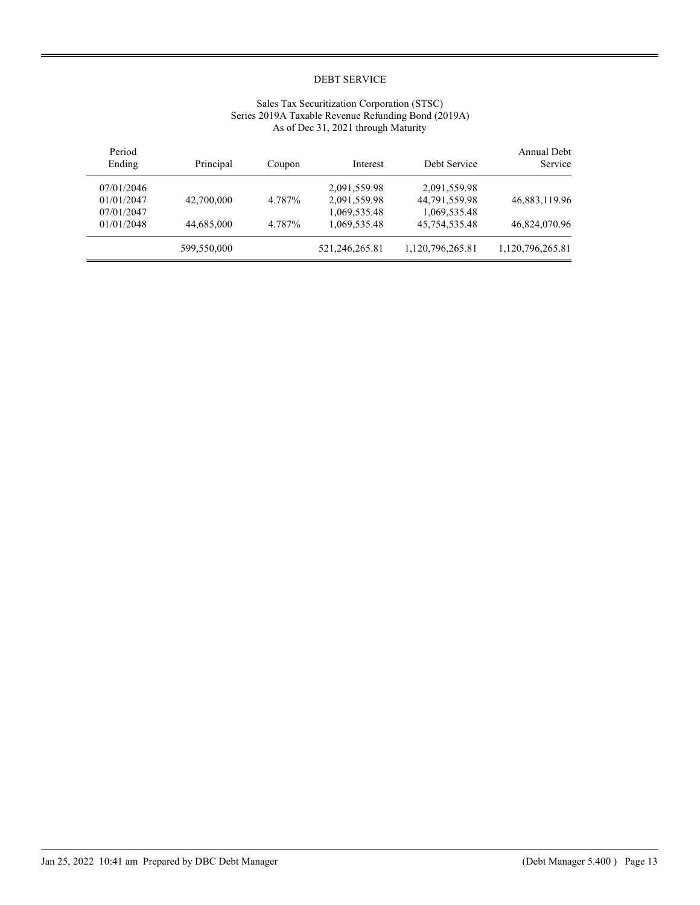DEBT SERVICE

Sales Tax Securitization Corporation (STSC)
Series 2019A Taxable Revenue Refunding Bond (2019A)
As of Dec 31, 2021 through Maturity

| Period Ending | Principal | Coupon | Interest | Debt Service | Annual Debt Service |
|---|---|---|---|---|---|
| 07/01/2046 | | | 2,091,559.98 | 2,091,559.98 | |
| 01/01/2047 | 42,700,000 | 4.787% | 2,091,559.98 | 44,791,559.98 | 46,883,119.96 |
| 07/01/2047 | | | 1,069,535.48 | 1,069,535.48 | |
| 01/01/2048 | 44,685,000 | 4.787% | 1,069,535.48 | 45,754,535.48 | 46,824,070.96 |
| | 599,550,000 | | 521,246,265.81 | 1,120,796,265.81 | 1,120,796,265.81 |

Jan 25, 2022 10:41 am Prepared by DBC Debt Manager (Debt Manager 5.400 )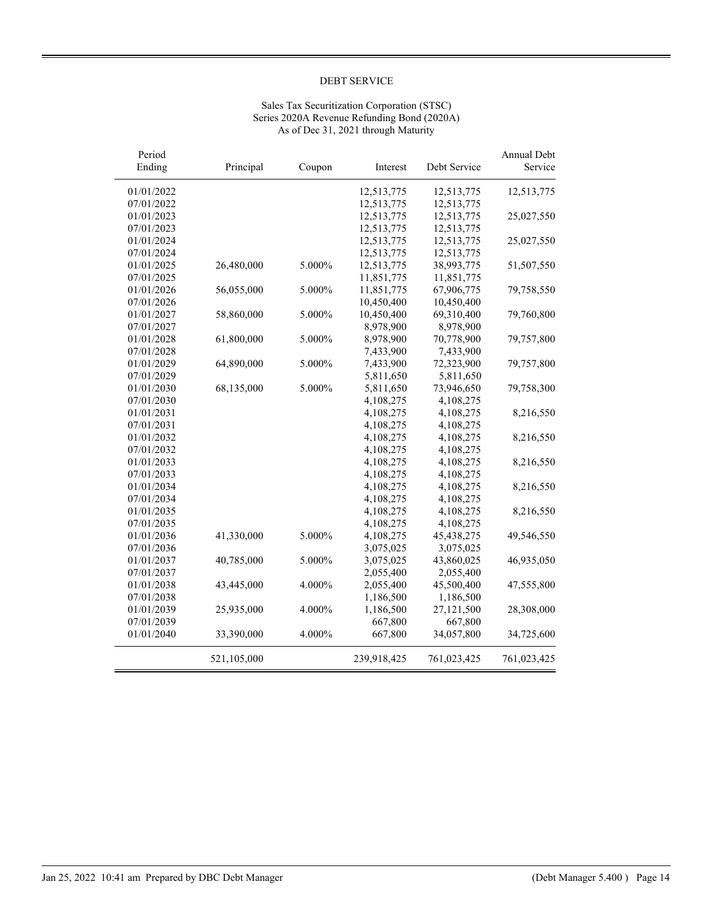# DEBT SERVICE

Sales Tax Securitization Corporation (STSC)
Series 2020A Revenue Refunding Bond (2020A)
As of Dec 31, 2021 through Maturity

| Period Ending | Principal | Coupon | Interest | Debt Service | Annual Debt Service |
|---|---|---|---|---|---|
| 01/01/2022 | | | 12,513,775 | 12,513,775 | 12,513,775 |
| 07/01/2022 | | | 12,513,775 | 12,513,775 | |
| 01/01/2023 | | | 12,513,775 | 12,513,775 | 25,027,550 |
| 07/01/2023 | | | 12,513,775 | 12,513,775 | |
| 01/01/2024 | | | 12,513,775 | 12,513,775 | 25,027,550 |
| 07/01/2024 | | | 12,513,775 | 12,513,775 | |
| 01/01/2025 | 26,480,000 | 5.000% | 12,513,775 | 38,993,775 | 51,507,550 |
| 07/01/2025 | | | 11,851,775 | 11,851,775 | |
| 01/01/2026 | 56,055,000 | 5.000% | 11,851,775 | 67,906,775 | 79,758,550 |
| 07/01/2026 | | | 10,450,400 | 10,450,400 | |
| 01/01/2027 | 58,860,000 | 5.000% | 10,450,400 | 69,310,400 | 79,760,800 |
| 07/01/2027 | | | 8,978,900 | 8,978,900 | |
| 01/01/2028 | 61,800,000 | 5.000% | 8,978,900 | 70,778,900 | 79,757,800 |
| 07/01/2028 | | | 7,433,900 | 7,433,900 | |
| 01/01/2029 | 64,890,000 | 5.000% | 7,433,900 | 72,323,900 | 79,757,800 |
| 07/01/2029 | | | 5,811,650 | 5,811,650 | |
| 01/01/2030 | 68,135,000 | 5.000% | 5,811,650 | 73,946,650 | 79,758,300 |
| 07/01/2030 | | | 4,108,275 | 4,108,275 | |
| 01/01/2031 | | | 4,108,275 | 4,108,275 | 8,216,550 |
| 07/01/2031 | | | 4,108,275 | 4,108,275 | |
| 01/01/2032 | | | 4,108,275 | 4,108,275 | 8,216,550 |
| 07/01/2032 | | | 4,108,275 | 4,108,275 | |
| 01/01/2033 | | | 4,108,275 | 4,108,275 | 8,216,550 |
| 07/01/2033 | | | 4,108,275 | 4,108,275 | |
| 01/01/2034 | | | 4,108,275 | 4,108,275 | 8,216,550 |
| 07/01/2034 | | | 4,108,275 | 4,108,275 | |
| 01/01/2035 | | | 4,108,275 | 4,108,275 | 8,216,550 |
| 07/01/2035 | | | 4,108,275 | 4,108,275 | |
| 01/01/2036 | 41,330,000 | 5.000% | 4,108,275 | 45,438,275 | 49,546,550 |
| 07/01/2036 | | | 3,075,025 | 3,075,025 | |
| 01/01/2037 | 40,785,000 | 5.000% | 3,075,025 | 43,860,025 | 46,935,050 |
| 07/01/2037 | | | 2,055,400 | 2,055,400 | |
| 01/01/2038 | 43,445,000 | 4.000% | 2,055,400 | 45,500,400 | 47,555,800 |
| 07/01/2038 | | | 1,186,500 | 1,186,500 | |
| 01/01/2039 | 25,935,000 | 4.000% | 1,186,500 | 27,121,500 | 28,308,000 |
| 07/01/2039 | | | 667,800 | 667,800 | |
| 01/01/2040 | 33,390,000 | 4.000% | 667,800 | 34,057,800 | 34,725,600 |
| | 521,105,000 | | 239,918,425 | 761,023,425 | 761,023,425 |

Jan 25, 2022 10:41 am Prepared by DBC Debt Manager (Debt Manager 5.400 )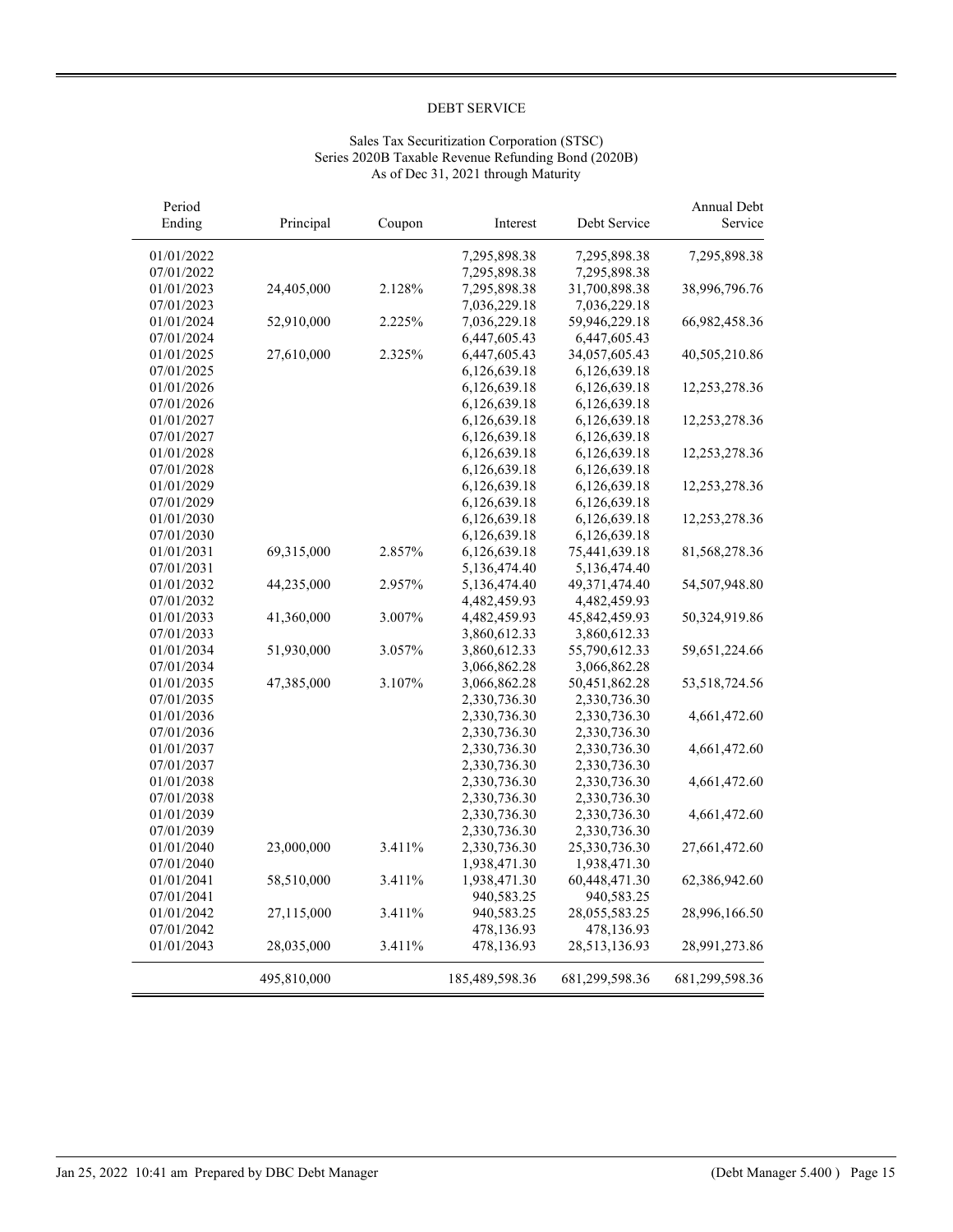# DEBT SERVICE

Sales Tax Securitization Corporation (STSC)
Series 2020B Taxable Revenue Refunding Bond (2020B)
As of Dec 31, 2021 through Maturity

| Period Ending | Principal | Coupon | Interest | Debt Service | Annual Debt Service |
|---|---|---|---|---|---|
| 01/01/2022 | | | 7,295,898.38 | 7,295,898.38 | 7,295,898.38 |
| 07/01/2022 | | | 7,295,898.38 | 7,295,898.38 | |
| 01/01/2023 | 24,405,000 | 2.128% | 7,295,898.38 | 31,700,898.38 | 38,996,796.76 |
| 07/01/2023 | | | 7,036,229.18 | 7,036,229.18 | |
| 01/01/2024 | 52,910,000 | 2.225% | 7,036,229.18 | 59,946,229.18 | 66,982,458.36 |
| 07/01/2024 | | | 6,447,605.43 | 6,447,605.43 | |
| 01/01/2025 | 27,610,000 | 2.325% | 6,447,605.43 | 34,057,605.43 | 40,505,210.86 |
| 07/01/2025 | | | 6,126,639.18 | 6,126,639.18 | |
| 01/01/2026 | | | 6,126,639.18 | 6,126,639.18 | 12,253,278.36 |
| 07/01/2026 | | | 6,126,639.18 | 6,126,639.18 | |
| 01/01/2027 | | | 6,126,639.18 | 6,126,639.18 | 12,253,278.36 |
| 07/01/2027 | | | 6,126,639.18 | 6,126,639.18 | |
| 01/01/2028 | | | 6,126,639.18 | 6,126,639.18 | 12,253,278.36 |
| 07/01/2028 | | | 6,126,639.18 | 6,126,639.18 | |
| 01/01/2029 | | | 6,126,639.18 | 6,126,639.18 | 12,253,278.36 |
| 07/01/2029 | | | 6,126,639.18 | 6,126,639.18 | |
| 01/01/2030 | | | 6,126,639.18 | 6,126,639.18 | 12,253,278.36 |
| 07/01/2030 | | | 6,126,639.18 | 6,126,639.18 | |
| 01/01/2031 | 69,315,000 | 2.857% | 6,126,639.18 | 75,441,639.18 | 81,568,278.36 |
| 07/01/2031 | | | 5,136,474.40 | 5,136,474.40 | |
| 01/01/2032 | 44,235,000 | 2.957% | 5,136,474.40 | 49,371,474.40 | 54,507,948.80 |
| 07/01/2032 | | | 4,482,459.93 | 4,482,459.93 | |
| 01/01/2033 | 41,360,000 | 3.007% | 4,482,459.93 | 45,842,459.93 | 50,324,919.86 |
| 07/01/2033 | | | 3,860,612.33 | 3,860,612.33 | |
| 01/01/2034 | 51,930,000 | 3.057% | 3,860,612.33 | 55,790,612.33 | 59,651,224.66 |
| 07/01/2034 | | | 3,066,862.28 | 3,066,862.28 | |
| 01/01/2035 | 47,385,000 | 3.107% | 3,066,862.28 | 50,451,862.28 | 53,518,724.56 |
| 07/01/2035 | | | 2,330,736.30 | 2,330,736.30 | |
| 01/01/2036 | | | 2,330,736.30 | 2,330,736.30 | 4,661,472.60 |
| 07/01/2036 | | | 2,330,736.30 | 2,330,736.30 | |
| 01/01/2037 | | | 2,330,736.30 | 2,330,736.30 | 4,661,472.60 |
| 07/01/2037 | | | 2,330,736.30 | 2,330,736.30 | |
| 01/01/2038 | | | 2,330,736.30 | 2,330,736.30 | 4,661,472.60 |
| 07/01/2038 | | | 2,330,736.30 | 2,330,736.30 | |
| 01/01/2039 | | | 2,330,736.30 | 2,330,736.30 | 4,661,472.60 |
| 07/01/2039 | | | 2,330,736.30 | 2,330,736.30 | |
| 01/01/2040 | 23,000,000 | 3.411% | 2,330,736.30 | 25,330,736.30 | 27,661,472.60 |
| 07/01/2040 | | | 1,938,471.30 | 1,938,471.30 | |
| 01/01/2041 | 58,510,000 | 3.411% | 1,938,471.30 | 60,448,471.30 | 62,386,942.60 |
| 07/01/2041 | | | 940,583.25 | 940,583.25 | |
| 01/01/2042 | 27,115,000 | 3.411% | 940,583.25 | 28,055,583.25 | 28,996,166.50 |
| 07/01/2042 | | | 478,136.93 | 478,136.93 | |
| 01/01/2043 | 28,035,000 | 3.411% | 478,136.93 | 28,513,136.93 | 28,991,273.86 |
| | 495,810,000 | | 185,489,598.36 | 681,299,598.36 | 681,299,598.36 |

Jan 25, 2022 10:41 am Prepared by DBC Debt Manager (Debt Manager 5.400)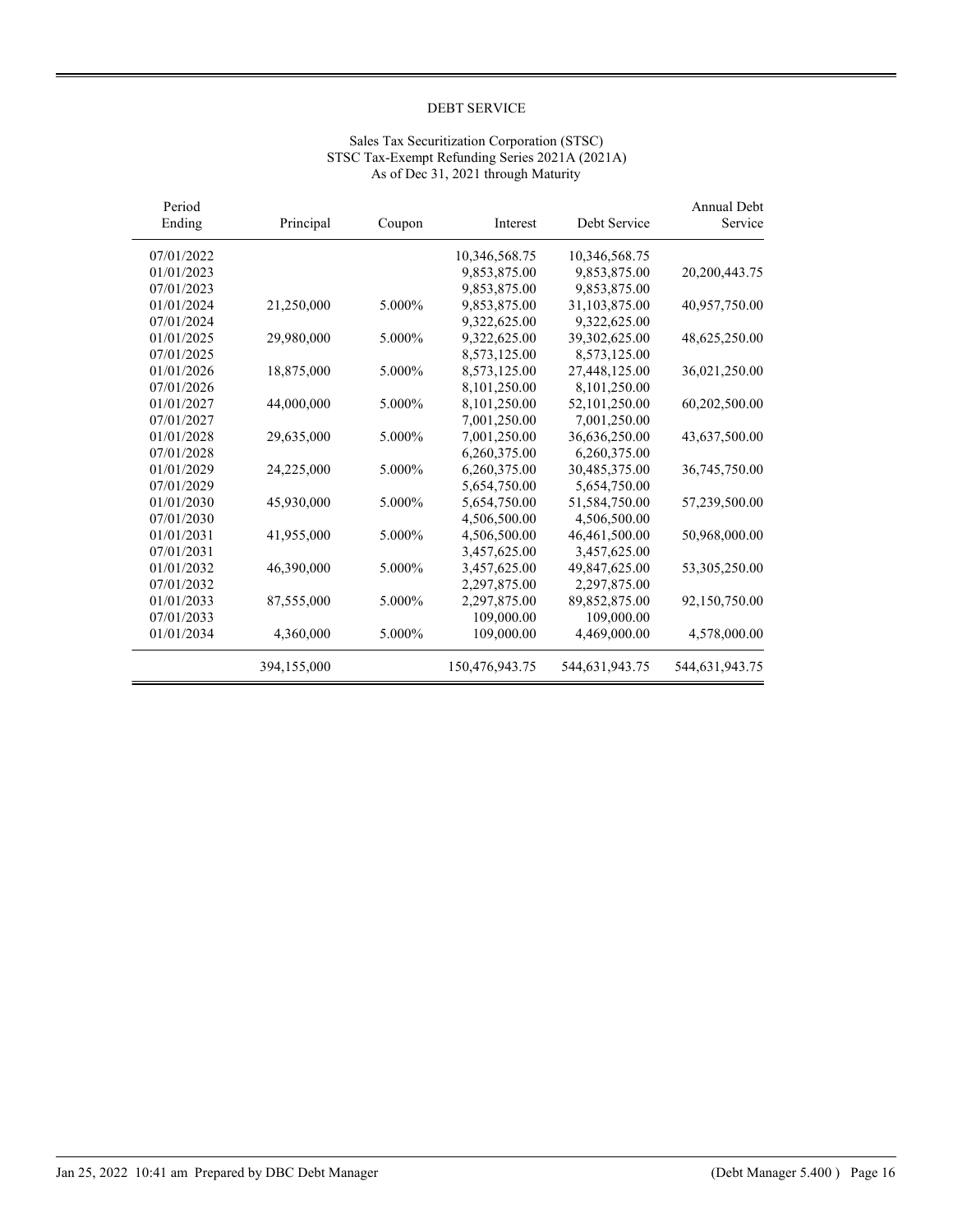# DEBT SERVICE

Sales Tax Securitization Corporation (STSC)
STSC Tax-Exempt Refunding Series 2021A (2021A)
As of Dec 31, 2021 through Maturity

| Period Ending | Principal | Coupon | Interest | Debt Service | Annual Debt Service |
|---|---|---|---|---|---|
| 07/01/2022 | | | 10,346,568.75 | 10,346,568.75 | |
| 01/01/2023 | | | 9,853,875.00 | 9,853,875.00 | 20,200,443.75 |
| 07/01/2023 | | | 9,853,875.00 | 9,853,875.00 | |
| 01/01/2024 | 21,250,000 | 5.000% | 9,853,875.00 | 31,103,875.00 | 40,957,750.00 |
| 07/01/2024 | | | 9,322,625.00 | 9,322,625.00 | |
| 01/01/2025 | 29,980,000 | 5.000% | 9,322,625.00 | 39,302,625.00 | 48,625,250.00 |
| 07/01/2025 | | | 8,573,125.00 | 8,573,125.00 | |
| 01/01/2026 | 18,875,000 | 5.000% | 8,573,125.00 | 27,448,125.00 | 36,021,250.00 |
| 07/01/2026 | | | 8,101,250.00 | 8,101,250.00 | |
| 01/01/2027 | 44,000,000 | 5.000% | 8,101,250.00 | 52,101,250.00 | 60,202,500.00 |
| 07/01/2027 | | | 7,001,250.00 | 7,001,250.00 | |
| 01/01/2028 | 29,635,000 | 5.000% | 7,001,250.00 | 36,636,250.00 | 43,637,500.00 |
| 07/01/2028 | | | 6,260,375.00 | 6,260,375.00 | |
| 01/01/2029 | 24,225,000 | 5.000% | 6,260,375.00 | 30,485,375.00 | 36,745,750.00 |
| 07/01/2029 | | | 5,654,750.00 | 5,654,750.00 | |
| 01/01/2030 | 45,930,000 | 5.000% | 5,654,750.00 | 51,584,750.00 | 57,239,500.00 |
| 07/01/2030 | | | 4,506,500.00 | 4,506,500.00 | |
| 01/01/2031 | 41,955,000 | 5.000% | 4,506,500.00 | 46,461,500.00 | 50,968,000.00 |
| 07/01/2031 | | | 3,457,625.00 | 3,457,625.00 | |
| 01/01/2032 | 46,390,000 | 5.000% | 3,457,625.00 | 49,847,625.00 | 53,305,250.00 |
| 07/01/2032 | | | 2,297,875.00 | 2,297,875.00 | |
| 01/01/2033 | 87,555,000 | 5.000% | 2,297,875.00 | 89,852,875.00 | 92,150,750.00 |
| 07/01/2033 | | | 109,000.00 | 109,000.00 | |
| 01/01/2034 | 4,360,000 | 5.000% | 109,000.00 | 4,469,000.00 | 4,578,000.00 |
| | 394,155,000 | | 150,476,943.75 | 544,631,943.75 | 544,631,943.75 |

Jan 25, 2022 10:41 am Prepared by DBC Debt Manager (Debt Manager 5.400 )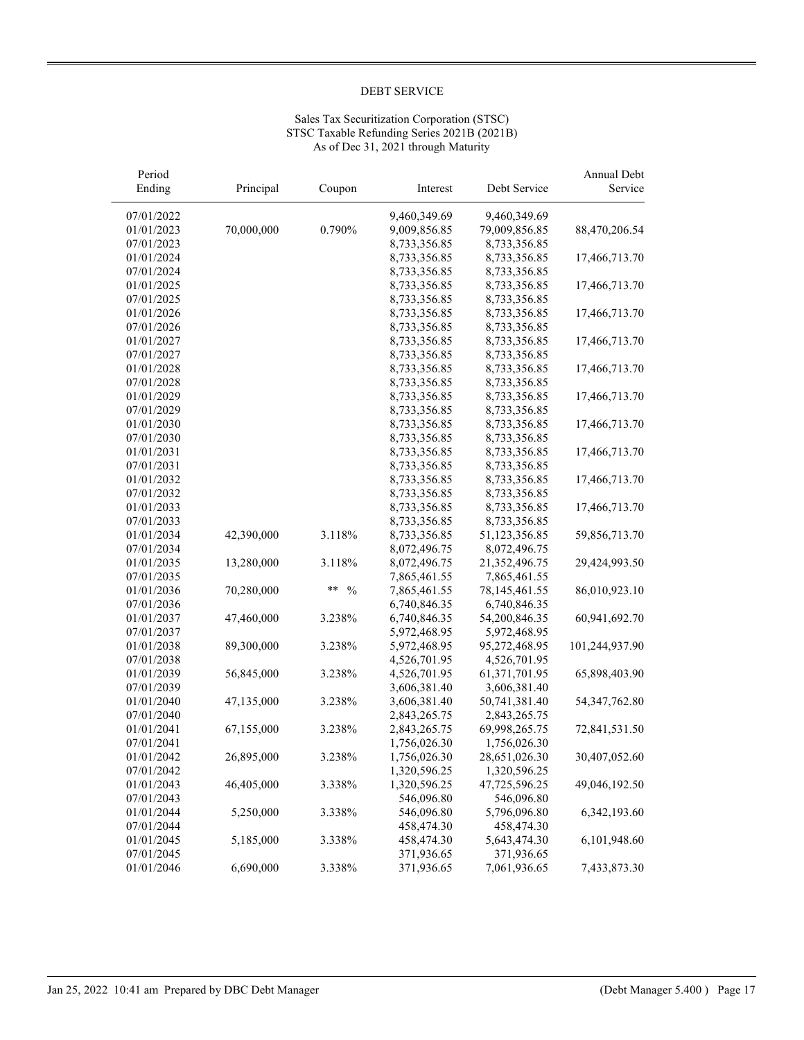DEBT SERVICE

Sales Tax Securitization Corporation (STSC)
STSC Taxable Refunding Series 2021B (2021B)
As of Dec 31, 2021 through Maturity

| Period Ending | Principal | Coupon | Interest | Debt Service | Annual Debt Service |
|---|---|---|---|---|---|
| 07/01/2022 | | | 9,460,349.69 | 9,460,349.69 | |
| 01/01/2023 | 70,000,000 | 0.790% | 9,009,856.85 | 79,009,856.85 | 88,470,206.54 |
| 07/01/2023 | | | 8,733,356.85 | 8,733,356.85 | |
| 01/01/2024 | | | 8,733,356.85 | 8,733,356.85 | 17,466,713.70 |
| 07/01/2024 | | | 8,733,356.85 | 8,733,356.85 | |
| 01/01/2025 | | | 8,733,356.85 | 8,733,356.85 | 17,466,713.70 |
| 07/01/2025 | | | 8,733,356.85 | 8,733,356.85 | |
| 01/01/2026 | | | 8,733,356.85 | 8,733,356.85 | 17,466,713.70 |
| 07/01/2026 | | | 8,733,356.85 | 8,733,356.85 | |
| 01/01/2027 | | | 8,733,356.85 | 8,733,356.85 | 17,466,713.70 |
| 07/01/2027 | | | 8,733,356.85 | 8,733,356.85 | |
| 01/01/2028 | | | 8,733,356.85 | 8,733,356.85 | 17,466,713.70 |
| 07/01/2028 | | | 8,733,356.85 | 8,733,356.85 | |
| 01/01/2029 | | | 8,733,356.85 | 8,733,356.85 | 17,466,713.70 |
| 07/01/2029 | | | 8,733,356.85 | 8,733,356.85 | |
| 01/01/2030 | | | 8,733,356.85 | 8,733,356.85 | 17,466,713.70 |
| 07/01/2030 | | | 8,733,356.85 | 8,733,356.85 | |
| 01/01/2031 | | | 8,733,356.85 | 8,733,356.85 | 17,466,713.70 |
| 07/01/2031 | | | 8,733,356.85 | 8,733,356.85 | |
| 01/01/2032 | | | 8,733,356.85 | 8,733,356.85 | 17,466,713.70 |
| 07/01/2032 | | | 8,733,356.85 | 8,733,356.85 | |
| 01/01/2033 | | | 8,733,356.85 | 8,733,356.85 | 17,466,713.70 |
| 07/01/2033 | | | 8,733,356.85 | 8,733,356.85 | |
| 01/01/2034 | 42,390,000 | 3.118% | 8,733,356.85 | 51,123,356.85 | 59,856,713.70 |
| 07/01/2034 | | | 8,072,496.75 | 8,072,496.75 | |
| 01/01/2035 | 13,280,000 | 3.118% | 8,072,496.75 | 21,352,496.75 | 29,424,993.50 |
| 07/01/2035 | | | 7,865,461.55 | 7,865,461.55 | |
| 01/01/2036 | 70,280,000 | ** % | 7,865,461.55 | 78,145,461.55 | 86,010,923.10 |
| 07/01/2036 | | | 6,740,846.35 | 6,740,846.35 | |
| 01/01/2037 | 47,460,000 | 3.238% | 6,740,846.35 | 54,200,846.35 | 60,941,692.70 |
| 07/01/2037 | | | 5,972,468.95 | 5,972,468.95 | |
| 01/01/2038 | 89,300,000 | 3.238% | 5,972,468.95 | 95,272,468.95 | 101,244,937.90 |
| 07/01/2038 | | | 4,526,701.95 | 4,526,701.95 | |
| 01/01/2039 | 56,845,000 | 3.238% | 4,526,701.95 | 61,371,701.95 | 65,898,403.90 |
| 07/01/2039 | | | 3,606,381.40 | 3,606,381.40 | |
| 01/01/2040 | 47,135,000 | 3.238% | 3,606,381.40 | 50,741,381.40 | 54,347,762.80 |
| 07/01/2040 | | | 2,843,265.75 | 2,843,265.75 | |
| 01/01/2041 | 67,155,000 | 3.238% | 2,843,265.75 | 69,998,265.75 | 72,841,531.50 |
| 07/01/2041 | | | 1,756,026.30 | 1,756,026.30 | |
| 01/01/2042 | 26,895,000 | 3.238% | 1,756,026.30 | 28,651,026.30 | 30,407,052.60 |
| 07/01/2042 | | | 1,320,596.25 | 1,320,596.25 | |
| 01/01/2043 | 46,405,000 | 3.338% | 1,320,596.25 | 47,725,596.25 | 49,046,192.50 |
| 07/01/2043 | | | 546,096.80 | 546,096.80 | |
| 01/01/2044 | 5,250,000 | 3.338% | 546,096.80 | 5,796,096.80 | 6,342,193.60 |
| 07/01/2044 | | | 458,474.30 | 458,474.30 | |
| 01/01/2045 | 5,185,000 | 3.338% | 458,474.30 | 5,643,474.30 | 6,101,948.60 |
| 07/01/2045 | | | 371,936.65 | 371,936.65 | |
| 01/01/2046 | 6,690,000 | 3.338% | 371,936.65 | 7,061,936.65 | 7,433,873.30 |

Jan 25, 2022 10:41 am Prepared by DBC Debt Manager (Debt Manager 5.400 )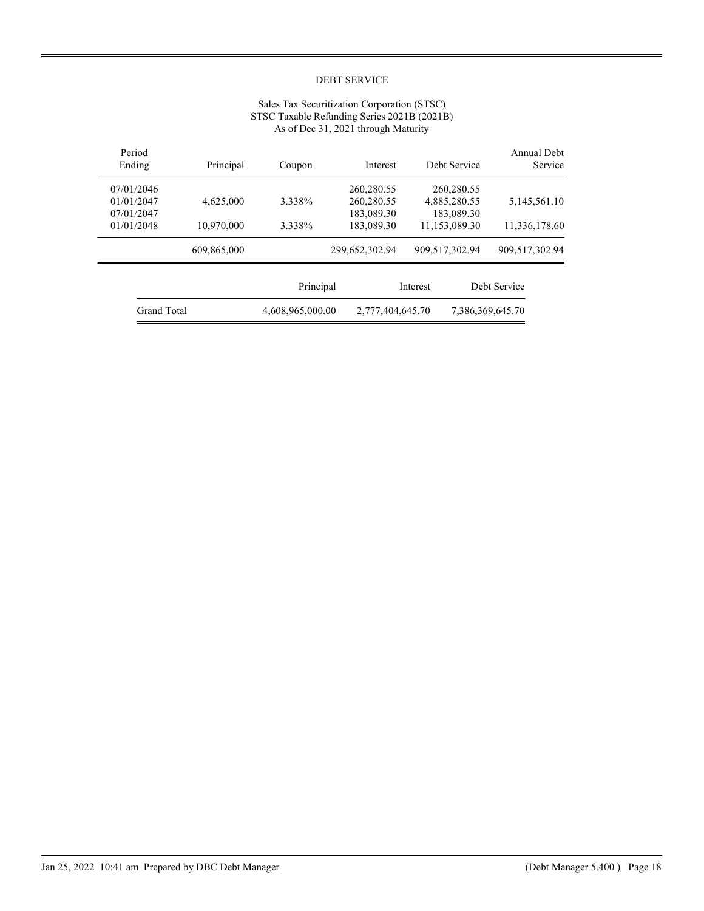DEBT SERVICE

Sales Tax Securitization Corporation (STSC)
STSC Taxable Refunding Series 2021B (2021B)
As of Dec 31, 2021 through Maturity

| Period Ending | Principal | Coupon | Interest | Debt Service | Annual Debt Service |
|---|---|---|---|---|---|
| 07/01/2046 | | | 260,280.55 | 260,280.55 | |
| 01/01/2047 | 4,625,000 | 3.338% | 260,280.55 | 4,885,280.55 | 5,145,561.10 |
| 07/01/2047 | | | 183,089.30 | 183,089.30 | |
| 01/01/2048 | 10,970,000 | 3.338% | 183,089.30 | 11,153,089.30 | 11,336,178.60 |
| | 609,865,000 | | 299,652,302.94 | 909,517,302.94 | 909,517,302.94 |

| | Principal | Interest | Debt Service |
|---|---|---|---|
| Grand Total | 4,608,965,000.00 | 2,777,404,645.70 | 7,386,369,645.70 |

Jan 25, 2022 10:41 am Prepared by DBC Debt Manager (Debt Manager 5.400)